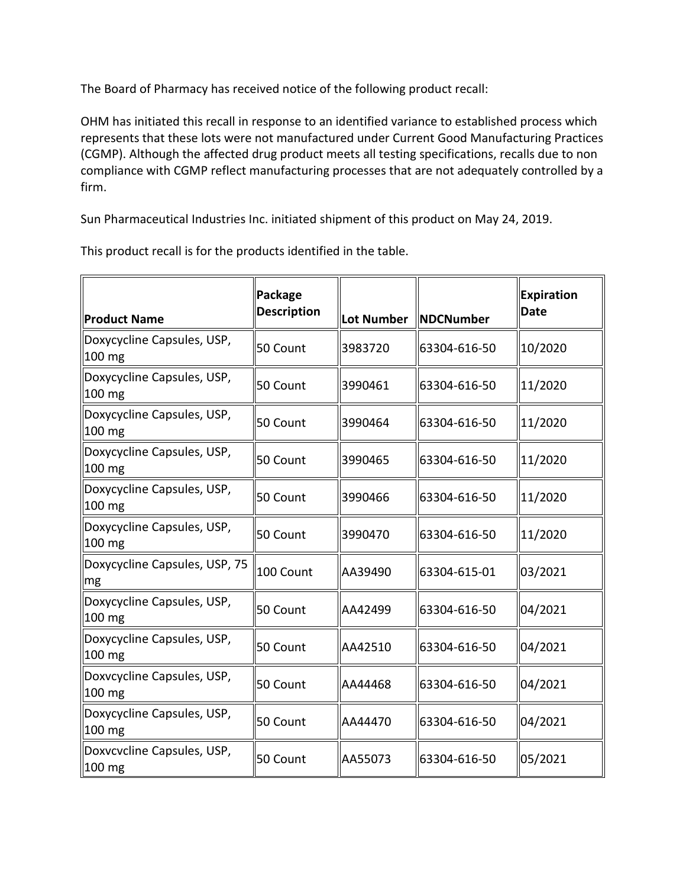The Board of Pharmacy has received notice of the following product recall:

OHM has initiated this recall in response to an identified variance to established process which represents that these lots were not manufactured under Current Good Manufacturing Practices (CGMP). Although the affected drug product meets all testing specifications, recalls due to non compliance with CGMP reflect manufacturing processes that are not adequately controlled by a firm.

Sun Pharmaceutical Industries Inc. initiated shipment of this product on May 24, 2019.

This product recall is for the products identified in the table.

| Product Name | Package Description | Lot Number | NDCNumber | Expiration Date |
|---|---|---|---|---|
| Doxycycline Capsules, USP, 100 mg | 50 Count | 3983720 | 63304-616-50 | 10/2020 |
| Doxycycline Capsules, USP, 100 mg | 50 Count | 3990461 | 63304-616-50 | 11/2020 |
| Doxycycline Capsules, USP, 100 mg | 50 Count | 3990464 | 63304-616-50 | 11/2020 |
| Doxycycline Capsules, USP, 100 mg | 50 Count | 3990465 | 63304-616-50 | 11/2020 |
| Doxycycline Capsules, USP, 100 mg | 50 Count | 3990466 | 63304-616-50 | 11/2020 |
| Doxycycline Capsules, USP, 100 mg | 50 Count | 3990470 | 63304-616-50 | 11/2020 |
| Doxycycline Capsules, USP, 75 mg | 100 Count | AA39490 | 63304-615-01 | 03/2021 |
| Doxycycline Capsules, USP, 100 mg | 50 Count | AA42499 | 63304-616-50 | 04/2021 |
| Doxycycline Capsules, USP, 100 mg | 50 Count | AA42510 | 63304-616-50 | 04/2021 |
| Doxvcycline Capsules, USP, 100 mg | 50 Count | AA44468 | 63304-616-50 | 04/2021 |
| Doxycycline Capsules, USP, 100 mg | 50 Count | AA44470 | 63304-616-50 | 04/2021 |
| Doxvcvcline Capsules, USP, 100 mg | 50 Count | AA55073 | 63304-616-50 | 05/2021 |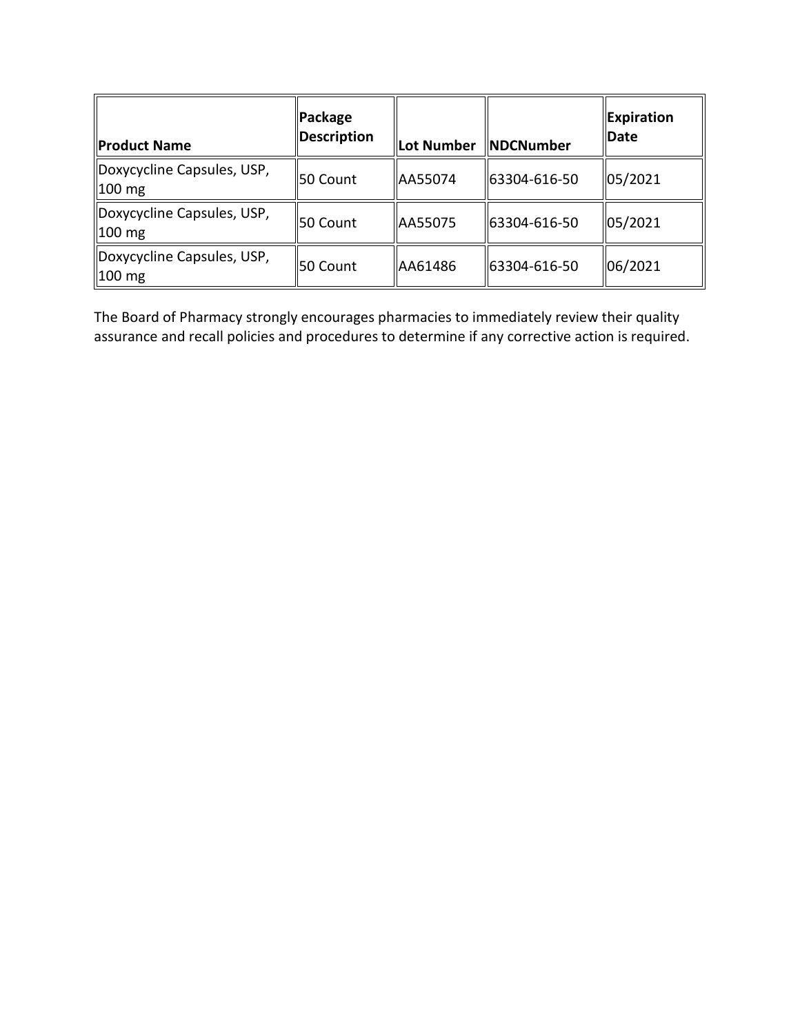| Product Name | Package Description | Lot Number | NDCNumber | Expiration Date |
| --- | --- | --- | --- | --- |
| Doxycycline Capsules, USP, 100 mg | 50 Count | AA55074 | 63304-616-50 | 05/2021 |
| Doxycycline Capsules, USP, 100 mg | 50 Count | AA55075 | 63304-616-50 | 05/2021 |
| Doxycycline Capsules, USP, 100 mg | 50 Count | AA61486 | 63304-616-50 | 06/2021 |

The Board of Pharmacy strongly encourages pharmacies to immediately review their quality assurance and recall policies and procedures to determine if any corrective action is required.